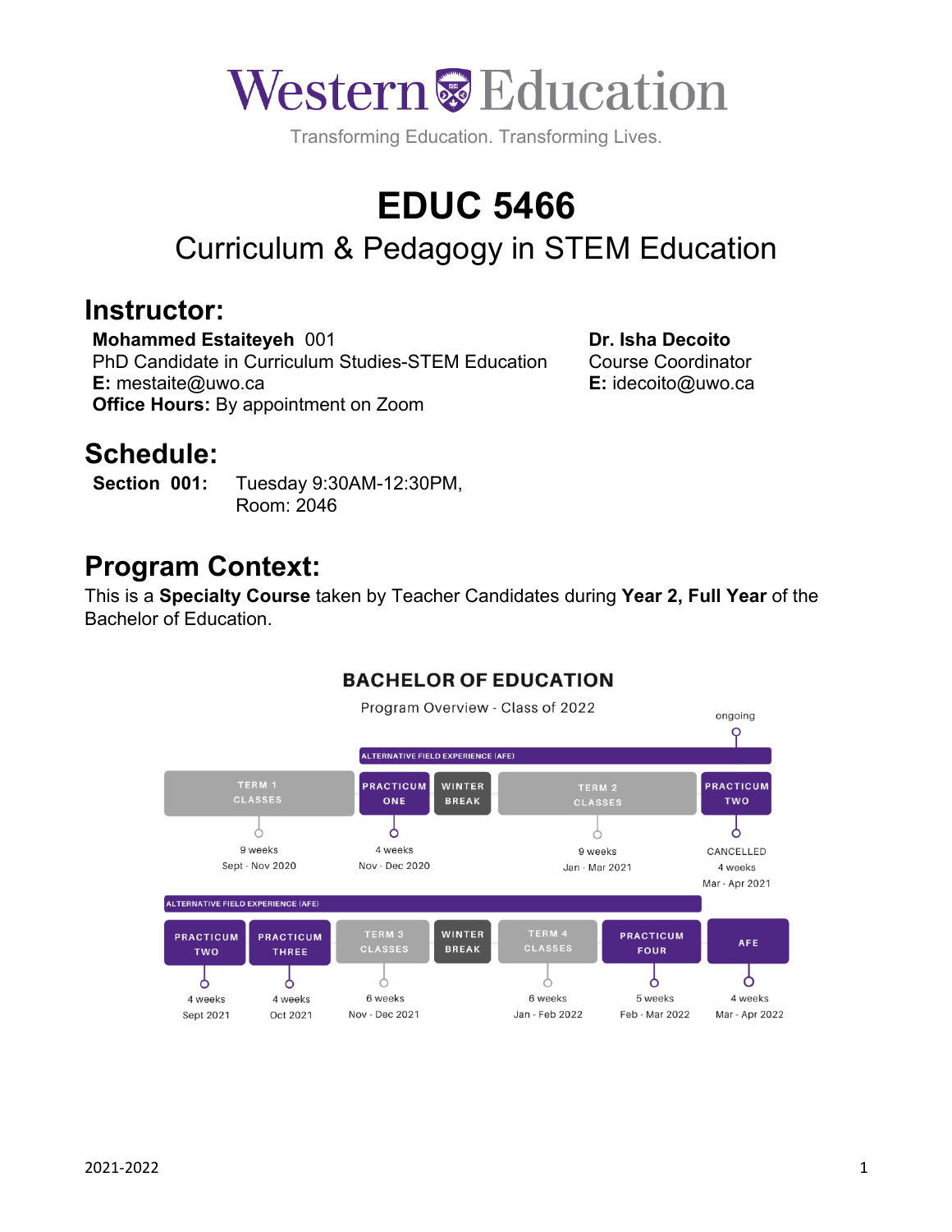# Western Education

Transforming Education. Transforming Lives.

# EDUC 5466

## Curriculum & Pedagogy in STEM Education

## Instructor:

**Mohammed Estaiteyeh** 001
PhD Candidate in Curriculum Studies-STEM Education
**E:** mestaite@uwo.ca
**Office Hours:** By appointment on Zoom

**Dr. Isha Decoito**
Course Coordinator
**E:** idecoito@uwo.ca

## Schedule:

**Section 001:** Tuesday 9:30AM-12:30PM,
Room: 2046

## Program Context:

This is a **Specialty Course** taken by Teacher Candidates during **Year 2, Full Year** of the Bachelor of Education.

### BACHELOR OF EDUCATION

Program Overview - Class of 2022

ALTERNATIVE FIELD EXPERIENCE (AFE) — ongoing

| TERM 1 CLASSES | PRACTICUM ONE | WINTER BREAK | TERM 2 CLASSES | PRACTICUM TWO |
|---|---|---|---|---|
| 9 weeks | 4 weeks | | 9 weeks | CANCELLED 4 weeks |
| Sept - Nov 2020 | Nov - Dec 2020 | | Jan - Mar 2021 | Mar - Apr 2021 |

ALTERNATIVE FIELD EXPERIENCE (AFE)

| PRACTICUM TWO | PRACTICUM THREE | TERM 3 CLASSES | WINTER BREAK | TERM 4 CLASSES | PRACTICUM FOUR | AFE |
|---|---|---|---|---|---|---|
| 4 weeks | 4 weeks | 6 weeks | | 6 weeks | 5 weeks | 4 weeks |
| Sept 2021 | Oct 2021 | Nov - Dec 2021 | | Jan - Feb 2022 | Feb - Mar 2022 | Mar - Apr 2022 |

2021-2022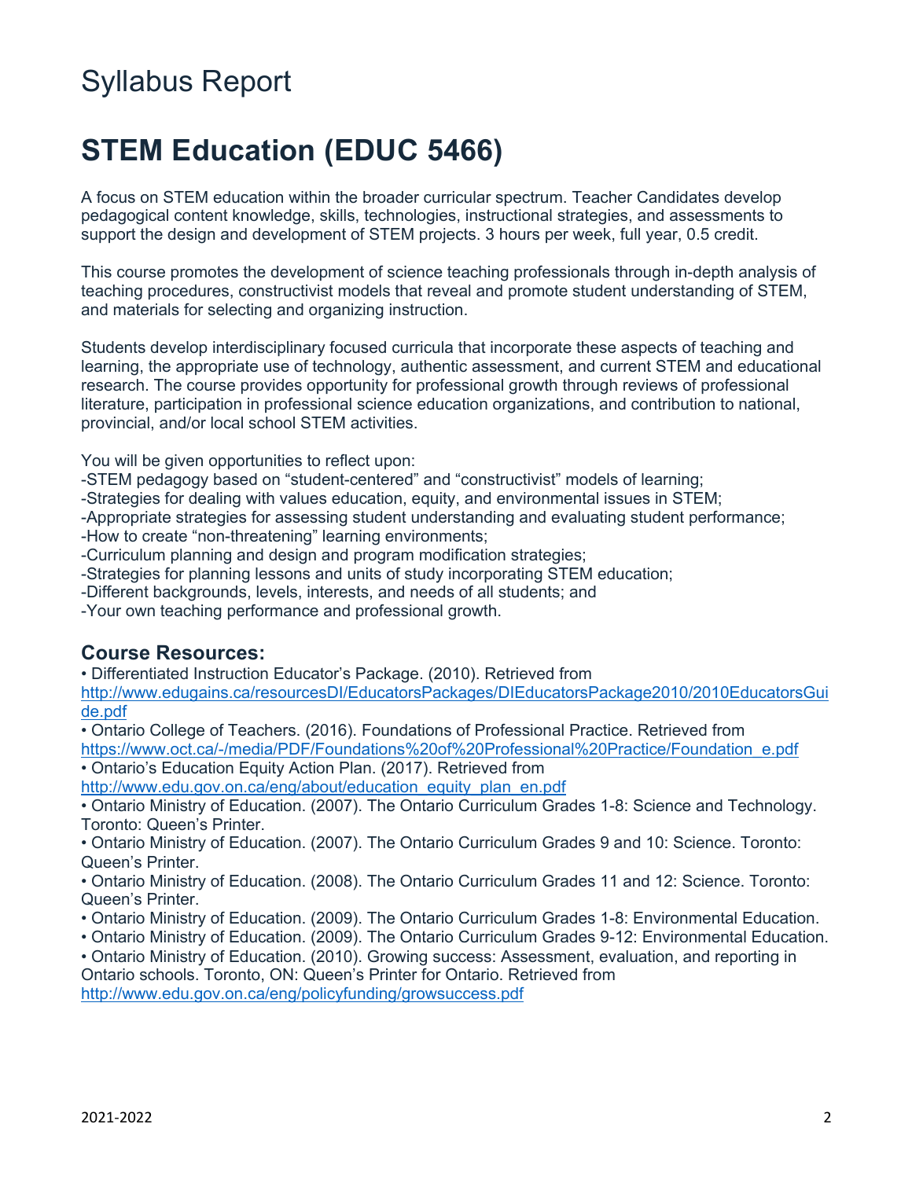# Syllabus Report

## STEM Education (EDUC 5466)

A focus on STEM education within the broader curricular spectrum. Teacher Candidates develop pedagogical content knowledge, skills, technologies, instructional strategies, and assessments to support the design and development of STEM projects. 3 hours per week, full year, 0.5 credit.

This course promotes the development of science teaching professionals through in-depth analysis of teaching procedures, constructivist models that reveal and promote student understanding of STEM, and materials for selecting and organizing instruction.

Students develop interdisciplinary focused curricula that incorporate these aspects of teaching and learning, the appropriate use of technology, authentic assessment, and current STEM and educational research. The course provides opportunity for professional growth through reviews of professional literature, participation in professional science education organizations, and contribution to national, provincial, and/or local school STEM activities.

You will be given opportunities to reflect upon:
-STEM pedagogy based on "student-centered" and "constructivist" models of learning;
-Strategies for dealing with values education, equity, and environmental issues in STEM;
-Appropriate strategies for assessing student understanding and evaluating student performance;
-How to create "non-threatening" learning environments;
-Curriculum planning and design and program modification strategies;
-Strategies for planning lessons and units of study incorporating STEM education;
-Different backgrounds, levels, interests, and needs of all students; and
-Your own teaching performance and professional growth.

### Course Resources:

- Differentiated Instruction Educator's Package. (2010). Retrieved from http://www.edugains.ca/resourcesDI/EducatorsPackages/DIEducatorsPackage2010/2010EducatorsGuide.pdf
- Ontario College of Teachers. (2016). Foundations of Professional Practice. Retrieved from https://www.oct.ca/-/media/PDF/Foundations%20of%20Professional%20Practice/Foundation_e.pdf
- Ontario's Education Equity Action Plan. (2017). Retrieved from http://www.edu.gov.on.ca/eng/about/education_equity_plan_en.pdf
- Ontario Ministry of Education. (2007). The Ontario Curriculum Grades 1-8: Science and Technology. Toronto: Queen's Printer.
- Ontario Ministry of Education. (2007). The Ontario Curriculum Grades 9 and 10: Science. Toronto: Queen's Printer.
- Ontario Ministry of Education. (2008). The Ontario Curriculum Grades 11 and 12: Science. Toronto: Queen's Printer.
- Ontario Ministry of Education. (2009). The Ontario Curriculum Grades 1-8: Environmental Education.
- Ontario Ministry of Education. (2009). The Ontario Curriculum Grades 9-12: Environmental Education.
- Ontario Ministry of Education. (2010). Growing success: Assessment, evaluation, and reporting in Ontario schools. Toronto, ON: Queen's Printer for Ontario. Retrieved from http://www.edu.gov.on.ca/eng/policyfunding/growsuccess.pdf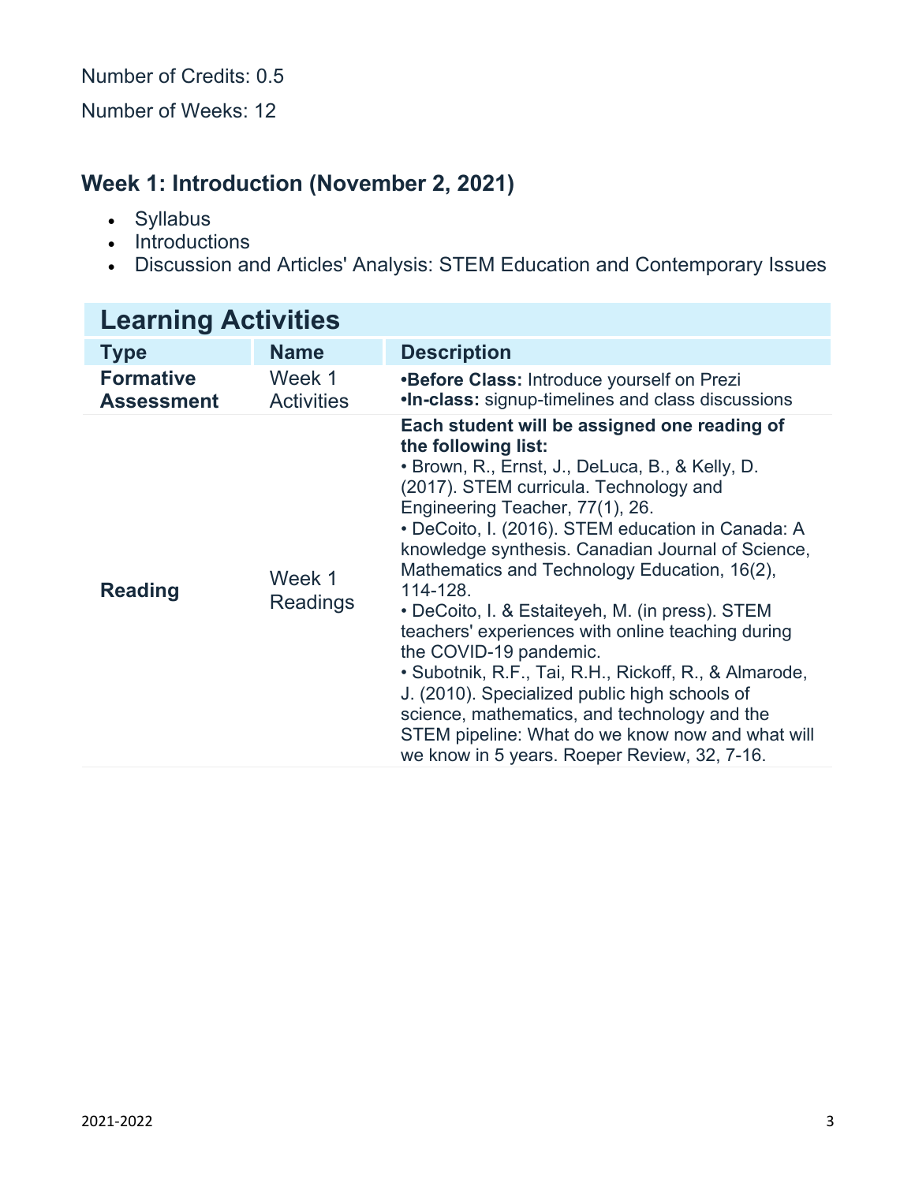Number of Credits: 0.5

Number of Weeks: 12

## Week 1: Introduction (November 2, 2021)

- Syllabus
- Introductions
- Discussion and Articles' Analysis: STEM Education and Contemporary Issues

| Learning Activities | | |
|---|---|---|
| **Type** | **Name** | **Description** |
| **Formative Assessment** | Week 1 Activities | •**Before Class:** Introduce yourself on Prezi<br>•**In-class:** signup-timelines and class discussions |
| **Reading** | Week 1 Readings | **Each student will be assigned one reading of the following list:**<br>• Brown, R., Ernst, J., DeLuca, B., & Kelly, D. (2017). STEM curricula. Technology and Engineering Teacher, 77(1), 26.<br>• DeCoito, I. (2016). STEM education in Canada: A knowledge synthesis. Canadian Journal of Science, Mathematics and Technology Education, 16(2), 114-128.<br>• DeCoito, I. & Estaiteyeh, M. (in press). STEM teachers' experiences with online teaching during the COVID-19 pandemic.<br>• Subotnik, R.F., Tai, R.H., Rickoff, R., & Almarode, J. (2010). Specialized public high schools of science, mathematics, and technology and the STEM pipeline: What do we know now and what will we know in 5 years. Roeper Review, 32, 7-16. |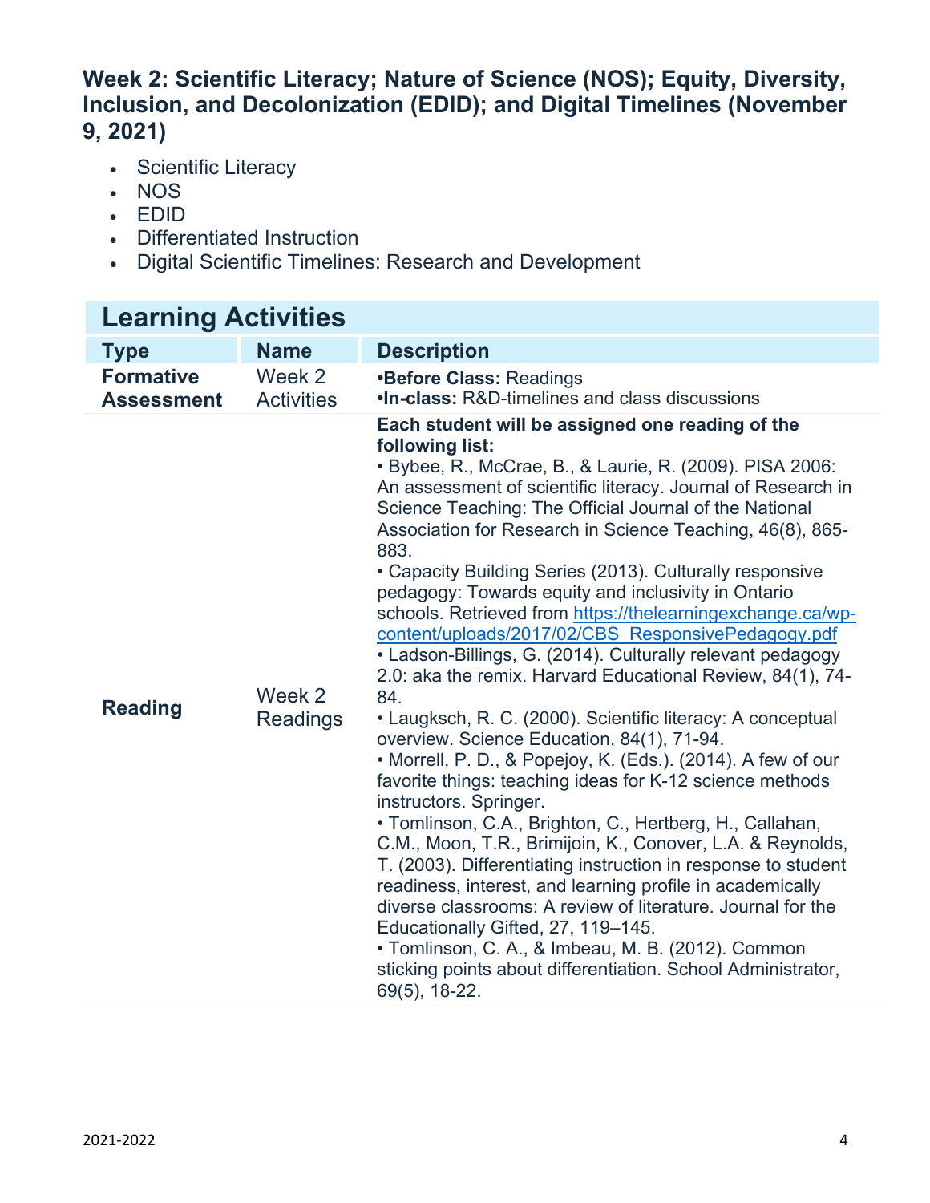### Week 2: Scientific Literacy; Nature of Science (NOS); Equity, Diversity, Inclusion, and Decolonization (EDID); and Digital Timelines (November 9, 2021)

- Scientific Literacy
- NOS
- EDID
- Differentiated Instruction
- Digital Scientific Timelines: Research and Development

| Learning Activities | | |
|---|---|---|
| **Type** | **Name** | **Description** |
| **Formative Assessment** | Week 2 Activities | •**Before Class:** Readings<br>•**In-class:** R&D-timelines and class discussions |
| **Reading** | Week 2 Readings | **Each student will be assigned one reading of the following list:**<br>• Bybee, R., McCrae, B., & Laurie, R. (2009). PISA 2006: An assessment of scientific literacy. Journal of Research in Science Teaching: The Official Journal of the National Association for Research in Science Teaching, 46(8), 865-883.<br>• Capacity Building Series (2013). Culturally responsive pedagogy: Towards equity and inclusivity in Ontario schools. Retrieved from https://thelearningexchange.ca/wp-content/uploads/2017/02/CBS_ResponsivePedagogy.pdf<br>• Ladson-Billings, G. (2014). Culturally relevant pedagogy 2.0: aka the remix. Harvard Educational Review, 84(1), 74-84.<br>• Laugksch, R. C. (2000). Scientific literacy: A conceptual overview. Science Education, 84(1), 71-94.<br>• Morrell, P. D., & Popejoy, K. (Eds.). (2014). A few of our favorite things: teaching ideas for K-12 science methods instructors. Springer.<br>• Tomlinson, C.A., Brighton, C., Hertberg, H., Callahan, C.M., Moon, T.R., Brimijoin, K., Conover, L.A. & Reynolds, T. (2003). Differentiating instruction in response to student readiness, interest, and learning profile in academically diverse classrooms: A review of literature. Journal for the Educationally Gifted, 27, 119–145.<br>• Tomlinson, C. A., & Imbeau, M. B. (2012). Common sticking points about differentiation. School Administrator, 69(5), 18-22. |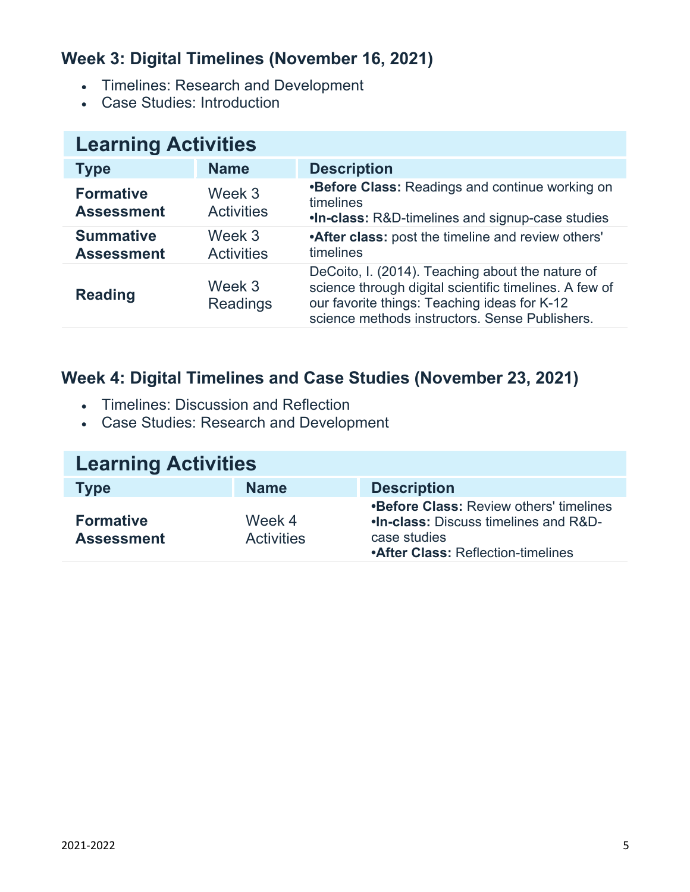### Week 3: Digital Timelines (November 16, 2021)

- Timelines: Research and Development
- Case Studies: Introduction

| Learning Activities | | |
|---|---|---|
| **Type** | **Name** | **Description** |
| **Formative Assessment** | Week 3 Activities | •**Before Class:** Readings and continue working on timelines •**In-class:** R&D-timelines and signup-case studies |
| **Summative Assessment** | Week 3 Activities | •**After class:** post the timeline and review others' timelines |
| **Reading** | Week 3 Readings | DeCoito, I. (2014). Teaching about the nature of science through digital scientific timelines. A few of our favorite things: Teaching ideas for K-12 science methods instructors. Sense Publishers. |

### Week 4: Digital Timelines and Case Studies (November 23, 2021)

- Timelines: Discussion and Reflection
- Case Studies: Research and Development

| Learning Activities | | |
|---|---|---|
| **Type** | **Name** | **Description** |
| **Formative Assessment** | Week 4 Activities | •**Before Class:** Review others' timelines •**In-class:** Discuss timelines and R&D-case studies •**After Class:** Reflection-timelines |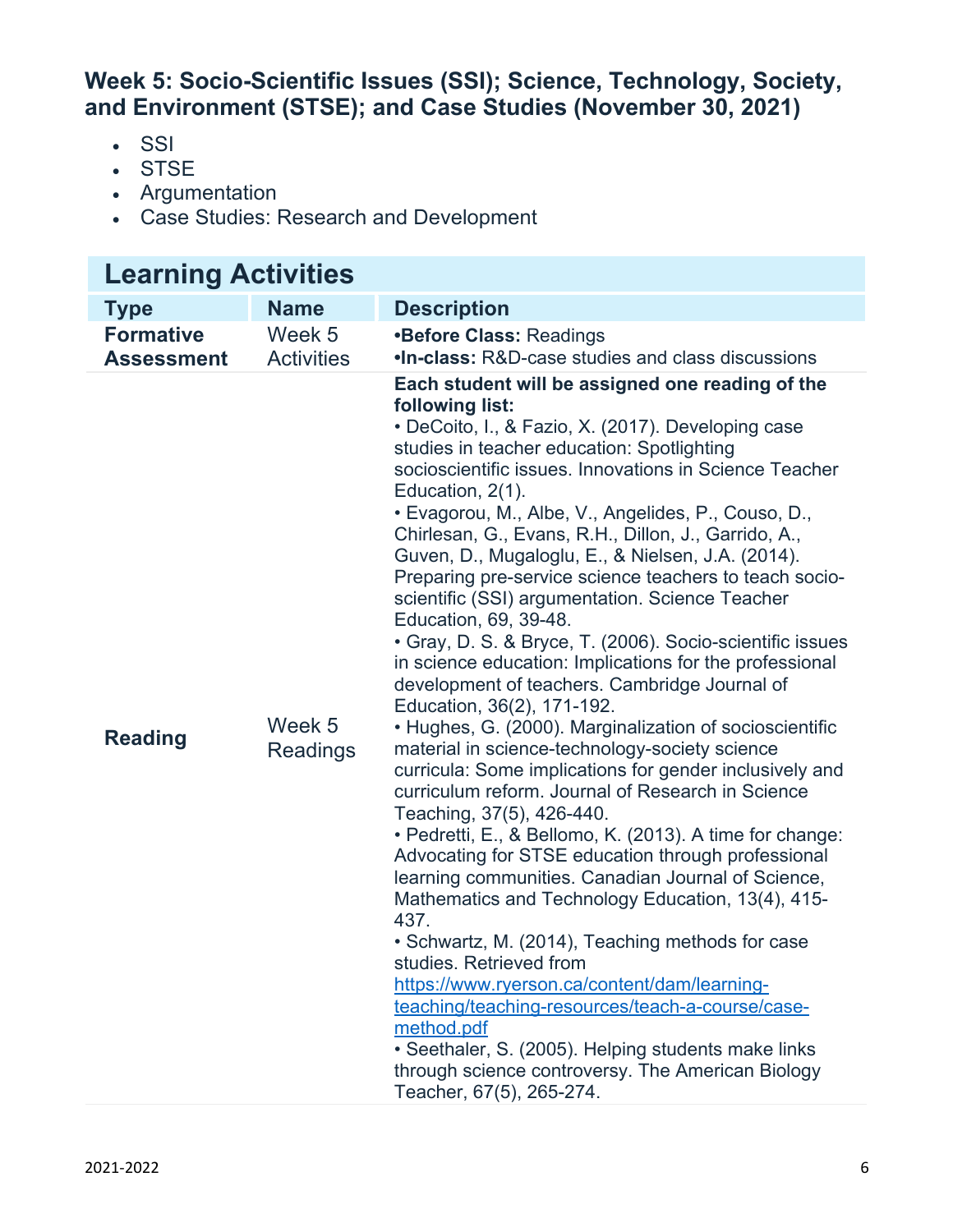### Week 5: Socio-Scientific Issues (SSI); Science, Technology, Society, and Environment (STSE); and Case Studies (November 30, 2021)

- SSI
- STSE
- Argumentation
- Case Studies: Research and Development

| Learning Activities | | |
|---|---|---|
| **Type** | **Name** | **Description** |
| **Formative Assessment** | Week 5 Activities | •**Before Class:** Readings<br>•**In-class:** R&D-case studies and class discussions |
| **Reading** | Week 5 Readings | **Each student will be assigned one reading of the following list:**<br>• DeCoito, I., & Fazio, X. (2017). Developing case studies in teacher education: Spotlighting socioscientific issues. Innovations in Science Teacher Education, 2(1).<br>• Evagorou, M., Albe, V., Angelides, P., Couso, D., Chirlesan, G., Evans, R.H., Dillon, J., Garrido, A., Guven, D., Mugaloglu, E., & Nielsen, J.A. (2014). Preparing pre-service science teachers to teach socio-scientific (SSI) argumentation. Science Teacher Education, 69, 39-48.<br>• Gray, D. S. & Bryce, T. (2006). Socio-scientific issues in science education: Implications for the professional development of teachers. Cambridge Journal of Education, 36(2), 171-192.<br>• Hughes, G. (2000). Marginalization of socioscientific material in science-technology-society science curricula: Some implications for gender inclusively and curriculum reform. Journal of Research in Science Teaching, 37(5), 426-440.<br>• Pedretti, E., & Bellomo, K. (2013). A time for change: Advocating for STSE education through professional learning communities. Canadian Journal of Science, Mathematics and Technology Education, 13(4), 415-437.<br>• Schwartz, M. (2014), Teaching methods for case studies. Retrieved from [https://www.ryerson.ca/content/dam/learning-teaching/teaching-resources/teach-a-course/case-method.pdf](https://www.ryerson.ca/content/dam/learning-teaching/teaching-resources/teach-a-course/case-method.pdf)<br>• Seethaler, S. (2005). Helping students make links through science controversy. The American Biology Teacher, 67(5), 265-274. |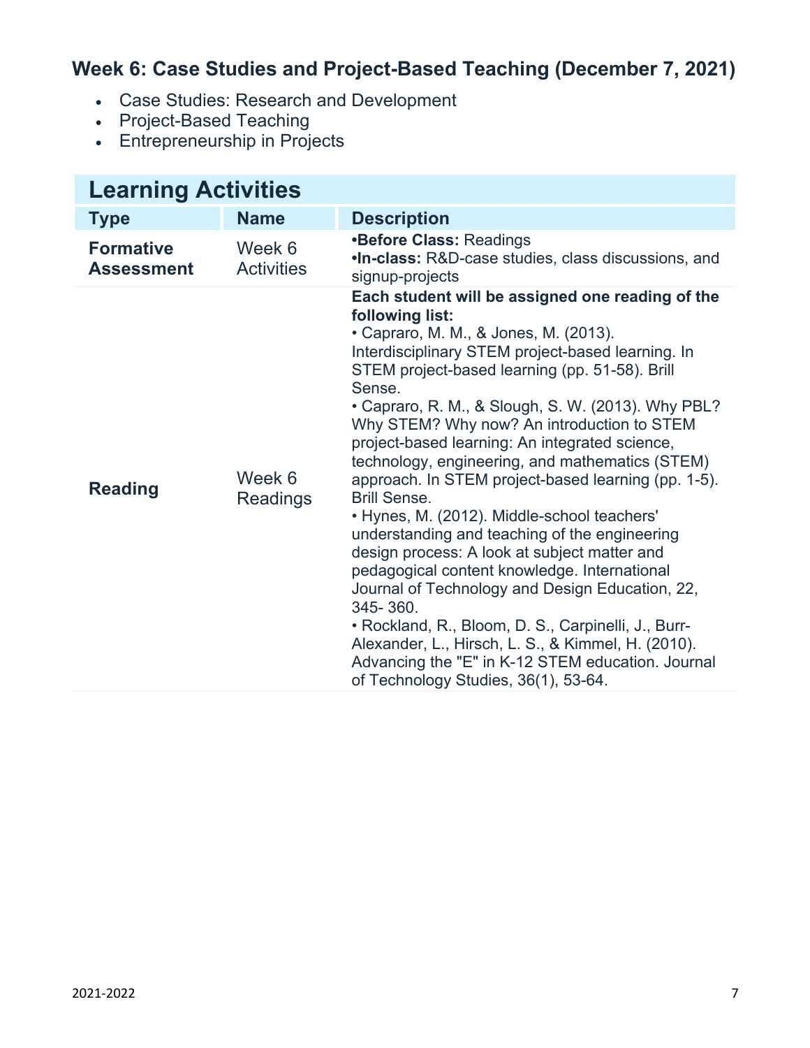## Week 6: Case Studies and Project-Based Teaching (December 7, 2021)

- Case Studies: Research and Development
- Project-Based Teaching
- Entrepreneurship in Projects

| Learning Activities | | |
|---|---|---|
| **Type** | **Name** | **Description** |
| **Formative Assessment** | Week 6 Activities | •**Before Class:** Readings<br>•**In-class:** R&D-case studies, class discussions, and signup-projects |
| **Reading** | Week 6 Readings | **Each student will be assigned one reading of the following list:**<br>• Capraro, M. M., & Jones, M. (2013). Interdisciplinary STEM project-based learning. In STEM project-based learning (pp. 51-58). Brill Sense.<br>• Capraro, R. M., & Slough, S. W. (2013). Why PBL? Why STEM? Why now? An introduction to STEM project-based learning: An integrated science, technology, engineering, and mathematics (STEM) approach. In STEM project-based learning (pp. 1-5). Brill Sense.<br>• Hynes, M. (2012). Middle-school teachers' understanding and teaching of the engineering design process: A look at subject matter and pedagogical content knowledge. International Journal of Technology and Design Education, 22, 345- 360.<br>• Rockland, R., Bloom, D. S., Carpinelli, J., Burr-Alexander, L., Hirsch, L. S., & Kimmel, H. (2010). Advancing the "E" in K-12 STEM education. Journal of Technology Studies, 36(1), 53-64. |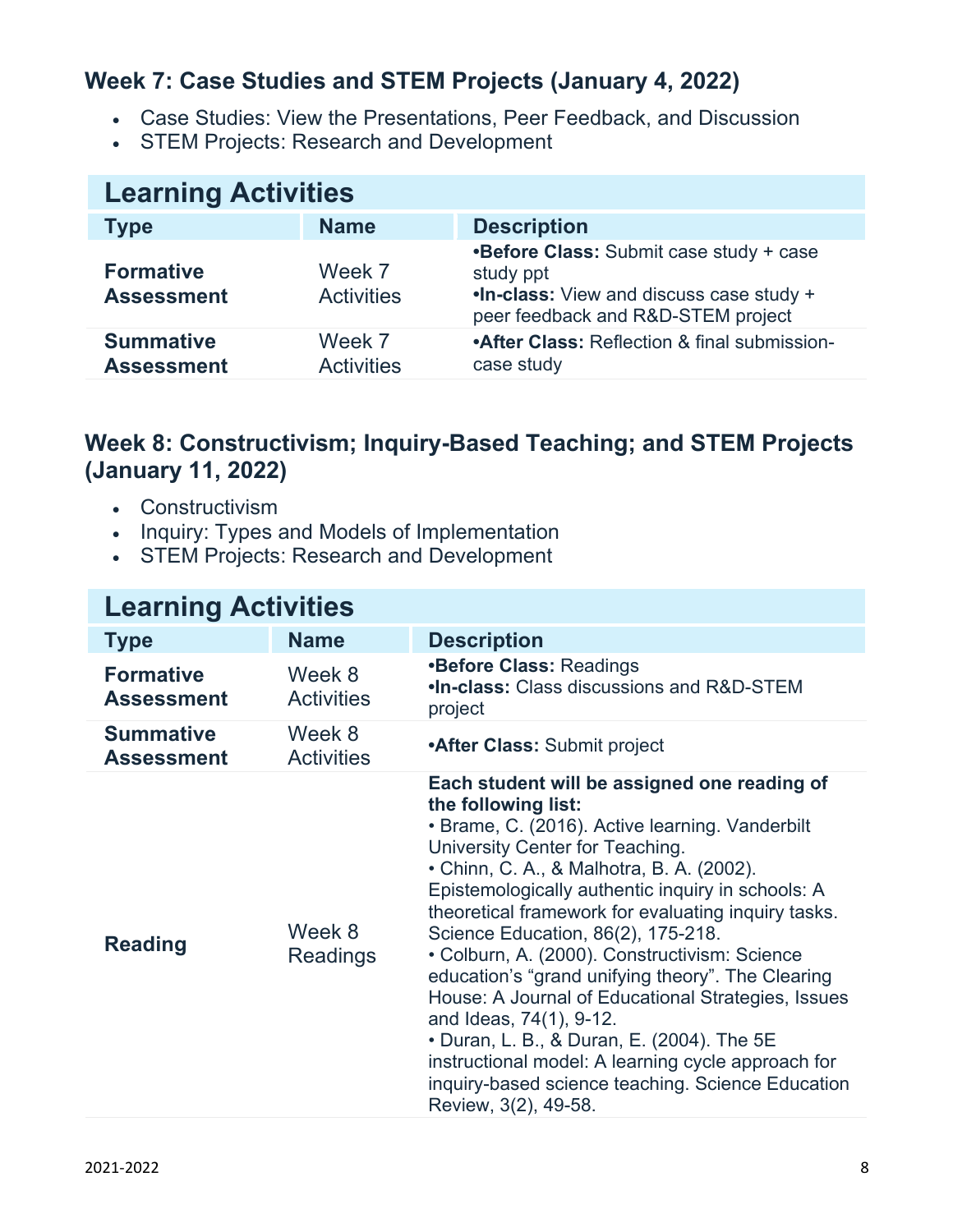### Week 7: Case Studies and STEM Projects (January 4, 2022)

- Case Studies: View the Presentations, Peer Feedback, and Discussion
- STEM Projects: Research and Development

| Learning Activities | | |
|---|---|---|
| **Type** | **Name** | **Description** |
| **Formative Assessment** | Week 7 Activities | •**Before Class:** Submit case study + case study ppt<br>•**In-class:** View and discuss case study + peer feedback and R&D-STEM project |
| **Summative Assessment** | Week 7 Activities | •**After Class:** Reflection & final submission- case study |

### Week 8: Constructivism; Inquiry-Based Teaching; and STEM Projects (January 11, 2022)

- Constructivism
- Inquiry: Types and Models of Implementation
- STEM Projects: Research and Development

| Learning Activities | | |
|---|---|---|
| **Type** | **Name** | **Description** |
| **Formative Assessment** | Week 8 Activities | •**Before Class:** Readings<br>•**In-class:** Class discussions and R&D-STEM project |
| **Summative Assessment** | Week 8 Activities | •**After Class:** Submit project |
| **Reading** | Week 8 Readings | **Each student will be assigned one reading of the following list:**<br>• Brame, C. (2016). Active learning. Vanderbilt University Center for Teaching.<br>• Chinn, C. A., & Malhotra, B. A. (2002). Epistemologically authentic inquiry in schools: A theoretical framework for evaluating inquiry tasks. Science Education, 86(2), 175-218.<br>• Colburn, A. (2000). Constructivism: Science education's "grand unifying theory". The Clearing House: A Journal of Educational Strategies, Issues and Ideas, 74(1), 9-12.<br>• Duran, L. B., & Duran, E. (2004). The 5E instructional model: A learning cycle approach for inquiry-based science teaching. Science Education Review, 3(2), 49-58. |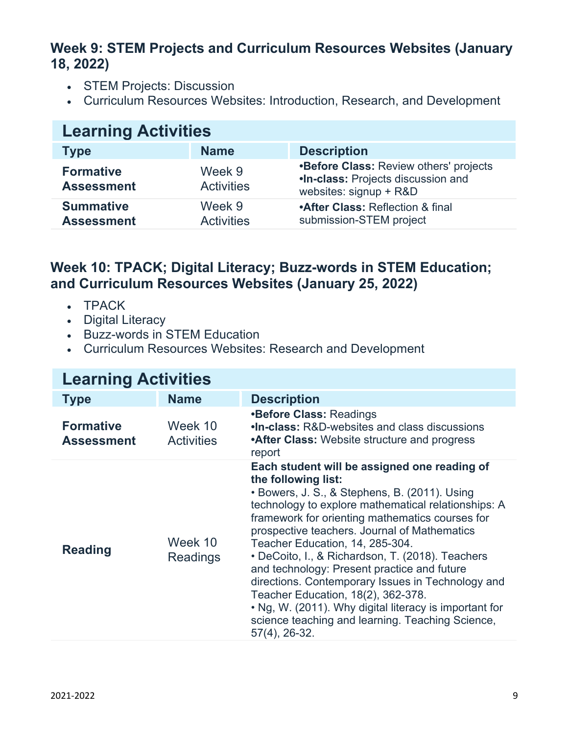### Week 9: STEM Projects and Curriculum Resources Websites (January 18, 2022)

- STEM Projects: Discussion
- Curriculum Resources Websites: Introduction, Research, and Development

| Learning Activities | | |
|---|---|---|
| **Type** | **Name** | **Description** |
| **Formative Assessment** | Week 9 Activities | •**Before Class:** Review others' projects<br>•**In-class:** Projects discussion and websites: signup + R&D |
| **Summative Assessment** | Week 9 Activities | •**After Class:** Reflection & final submission-STEM project |

### Week 10: TPACK; Digital Literacy; Buzz-words in STEM Education; and Curriculum Resources Websites (January 25, 2022)

- TPACK
- Digital Literacy
- Buzz-words in STEM Education
- Curriculum Resources Websites: Research and Development

| Learning Activities | | |
|---|---|---|
| **Type** | **Name** | **Description** |
| **Formative Assessment** | Week 10 Activities | •**Before Class:** Readings<br>•**In-class:** R&D-websites and class discussions<br>•**After Class:** Website structure and progress report |
| **Reading** | Week 10 Readings | **Each student will be assigned one reading of the following list:**<br>• Bowers, J. S., & Stephens, B. (2011). Using technology to explore mathematical relationships: A framework for orienting mathematics courses for prospective teachers. Journal of Mathematics Teacher Education, 14, 285-304.<br>• DeCoito, I., & Richardson, T. (2018). Teachers and technology: Present practice and future directions. Contemporary Issues in Technology and Teacher Education, 18(2), 362-378.<br>• Ng, W. (2011). Why digital literacy is important for science teaching and learning. Teaching Science, 57(4), 26-32. |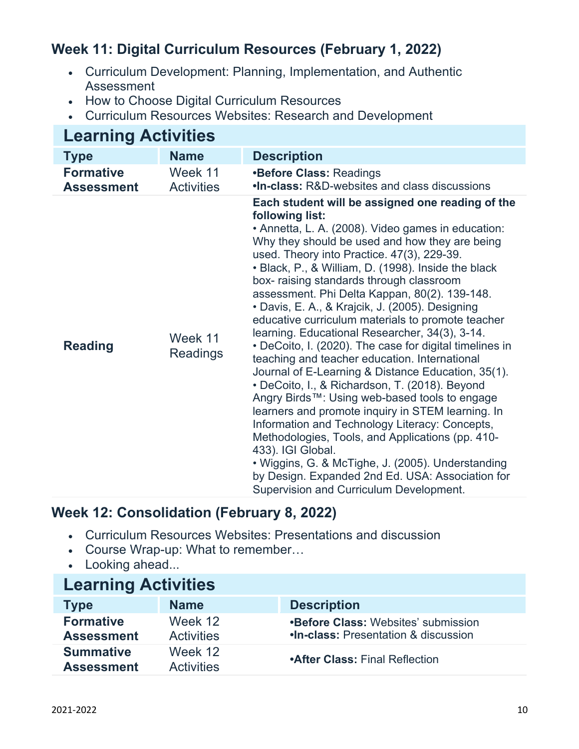### Week 11: Digital Curriculum Resources (February 1, 2022)

- Curriculum Development: Planning, Implementation, and Authentic Assessment
- How to Choose Digital Curriculum Resources
- Curriculum Resources Websites: Research and Development

| Learning Activities | | |
|---|---|---|
| **Type** | **Name** | **Description** |
| **Formative Assessment** | Week 11 Activities | •**Before Class:** Readings<br>•**In-class:** R&D-websites and class discussions |
| **Reading** | Week 11 Readings | **Each student will be assigned one reading of the following list:**<br>• Annetta, L. A. (2008). Video games in education: Why they should be used and how they are being used. Theory into Practice. 47(3), 229-39.<br>• Black, P., & William, D. (1998). Inside the black box- raising standards through classroom assessment. Phi Delta Kappan, 80(2). 139-148.<br>• Davis, E. A., & Krajcik, J. (2005). Designing educative curriculum materials to promote teacher learning. Educational Researcher, 34(3), 3-14.<br>• DeCoito, I. (2020). The case for digital timelines in teaching and teacher education. International Journal of E-Learning & Distance Education, 35(1).<br>• DeCoito, I., & Richardson, T. (2018). Beyond Angry Birds™: Using web-based tools to engage learners and promote inquiry in STEM learning. In Information and Technology Literacy: Concepts, Methodologies, Tools, and Applications (pp. 410-433). IGI Global.<br>• Wiggins, G. & McTighe, J. (2005). Understanding by Design. Expanded 2nd Ed. USA: Association for Supervision and Curriculum Development. |

### Week 12: Consolidation (February 8, 2022)

- Curriculum Resources Websites: Presentations and discussion
- Course Wrap-up: What to remember…
- Looking ahead...

| Learning Activities | | |
|---|---|---|
| **Type** | **Name** | **Description** |
| **Formative Assessment** | Week 12 Activities | •**Before Class:** Websites' submission<br>•**In-class:** Presentation & discussion |
| **Summative Assessment** | Week 12 Activities | •**After Class:** Final Reflection |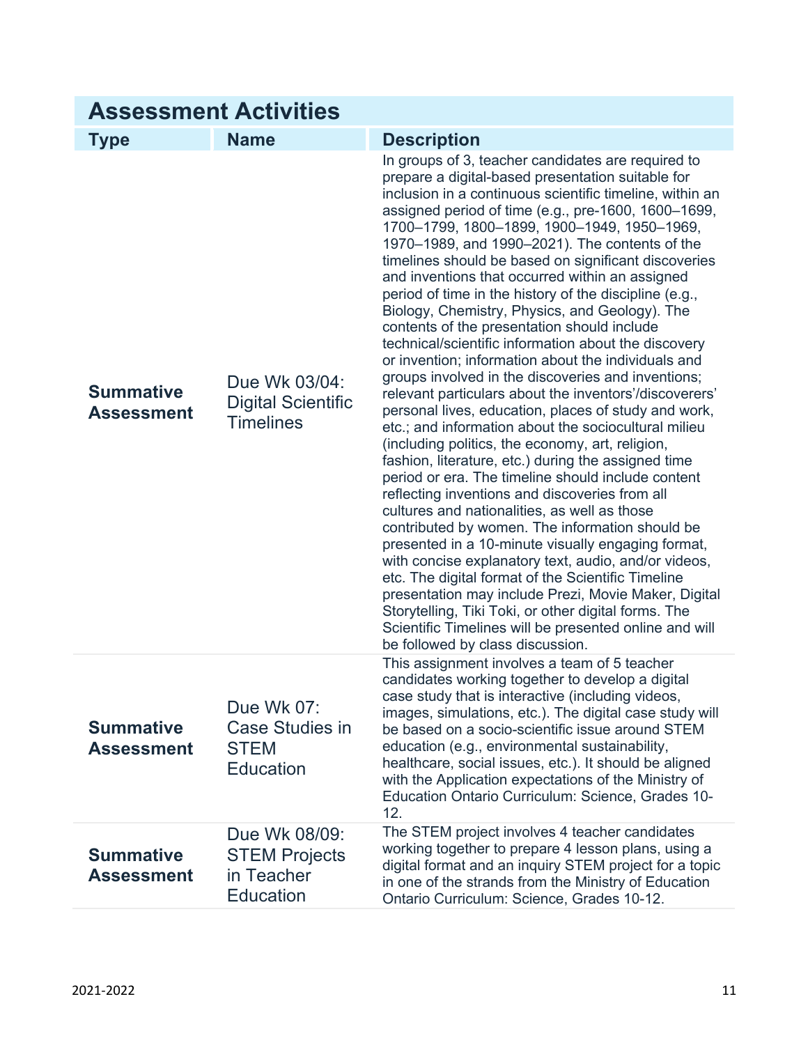| Assessment Activities | | |
|---|---|---|
| **Type** | **Name** | **Description** |
| **Summative Assessment** | Due Wk 03/04: Digital Scientific Timelines | In groups of 3, teacher candidates are required to prepare a digital-based presentation suitable for inclusion in a continuous scientific timeline, within an assigned period of time (e.g., pre-1600, 1600–1699, 1700–1799, 1800–1899, 1900–1949, 1950–1969, 1970–1989, and 1990–2021). The contents of the timelines should be based on significant discoveries and inventions that occurred within an assigned period of time in the history of the discipline (e.g., Biology, Chemistry, Physics, and Geology). The contents of the presentation should include technical/scientific information about the discovery or invention; information about the individuals and groups involved in the discoveries and inventions; relevant particulars about the inventors'/discoverers' personal lives, education, places of study and work, etc.; and information about the sociocultural milieu (including politics, the economy, art, religion, fashion, literature, etc.) during the assigned time period or era. The timeline should include content reflecting inventions and discoveries from all cultures and nationalities, as well as those contributed by women. The information should be presented in a 10-minute visually engaging format, with concise explanatory text, audio, and/or videos, etc. The digital format of the Scientific Timeline presentation may include Prezi, Movie Maker, Digital Storytelling, Tiki Toki, or other digital forms. The Scientific Timelines will be presented online and will be followed by class discussion. |
| **Summative Assessment** | Due Wk 07: Case Studies in STEM Education | This assignment involves a team of 5 teacher candidates working together to develop a digital case study that is interactive (including videos, images, simulations, etc.). The digital case study will be based on a socio-scientific issue around STEM education (e.g., environmental sustainability, healthcare, social issues, etc.). It should be aligned with the Application expectations of the Ministry of Education Ontario Curriculum: Science, Grades 10-12. |
| **Summative Assessment** | Due Wk 08/09: STEM Projects in Teacher Education | The STEM project involves 4 teacher candidates working together to prepare 4 lesson plans, using a digital format and an inquiry STEM project for a topic in one of the strands from the Ministry of Education Ontario Curriculum: Science, Grades 10-12. |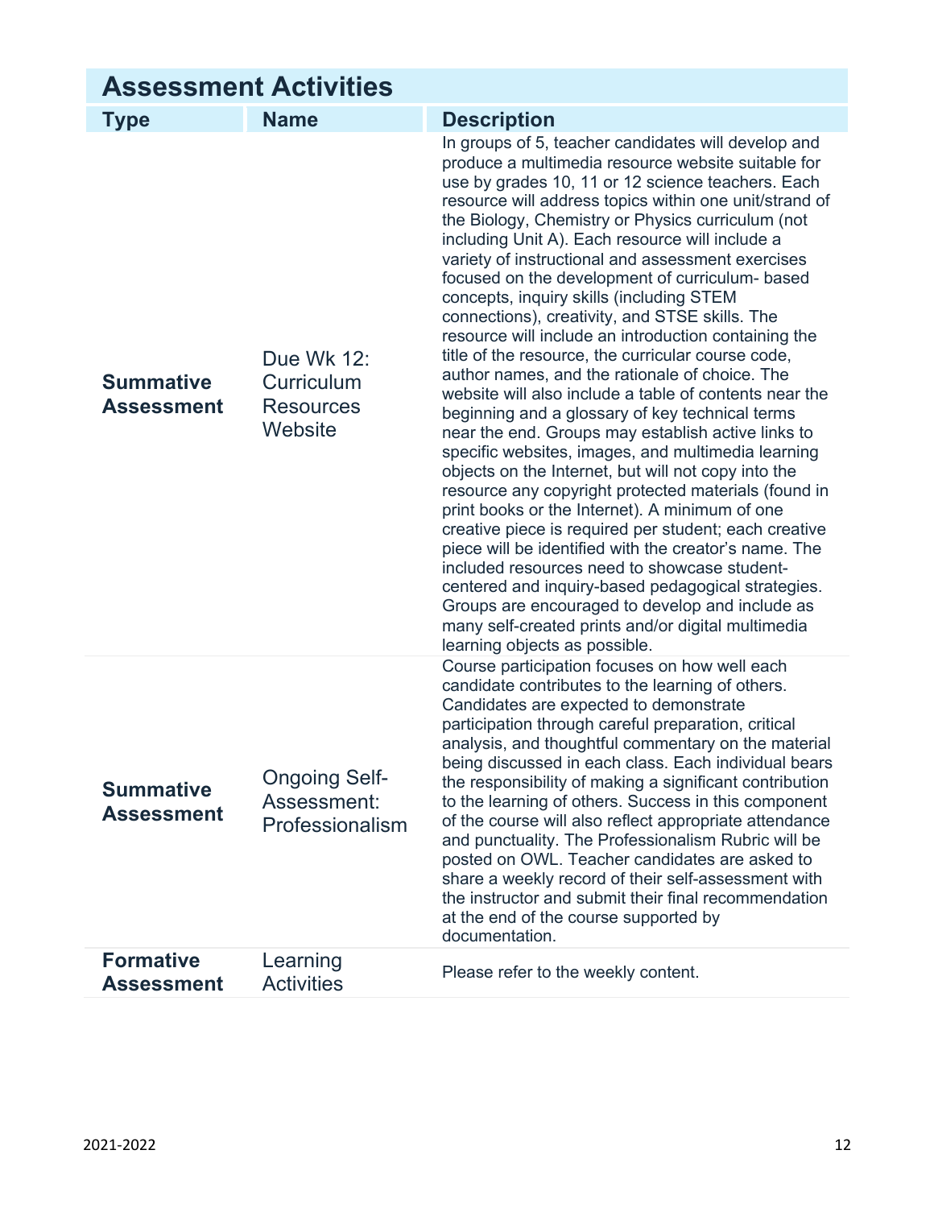## Assessment Activities

| Type | Name | Description |
|---|---|---|
| **Summative Assessment** | Due Wk 12: Curriculum Resources Website | In groups of 5, teacher candidates will develop and produce a multimedia resource website suitable for use by grades 10, 11 or 12 science teachers. Each resource will address topics within one unit/strand of the Biology, Chemistry or Physics curriculum (not including Unit A). Each resource will include a variety of instructional and assessment exercises focused on the development of curriculum- based concepts, inquiry skills (including STEM connections), creativity, and STSE skills. The resource will include an introduction containing the title of the resource, the curricular course code, author names, and the rationale of choice. The website will also include a table of contents near the beginning and a glossary of key technical terms near the end. Groups may establish active links to specific websites, images, and multimedia learning objects on the Internet, but will not copy into the resource any copyright protected materials (found in print books or the Internet). A minimum of one creative piece is required per student; each creative piece will be identified with the creator's name. The included resources need to showcase student-centered and inquiry-based pedagogical strategies. Groups are encouraged to develop and include as many self-created prints and/or digital multimedia learning objects as possible. |
| **Summative Assessment** | Ongoing Self-Assessment: Professionalism | Course participation focuses on how well each candidate contributes to the learning of others. Candidates are expected to demonstrate participation through careful preparation, critical analysis, and thoughtful commentary on the material being discussed in each class. Each individual bears the responsibility of making a significant contribution to the learning of others. Success in this component of the course will also reflect appropriate attendance and punctuality. The Professionalism Rubric will be posted on OWL. Teacher candidates are asked to share a weekly record of their self-assessment with the instructor and submit their final recommendation at the end of the course supported by documentation. |
| **Formative Assessment** | Learning Activities | Please refer to the weekly content. |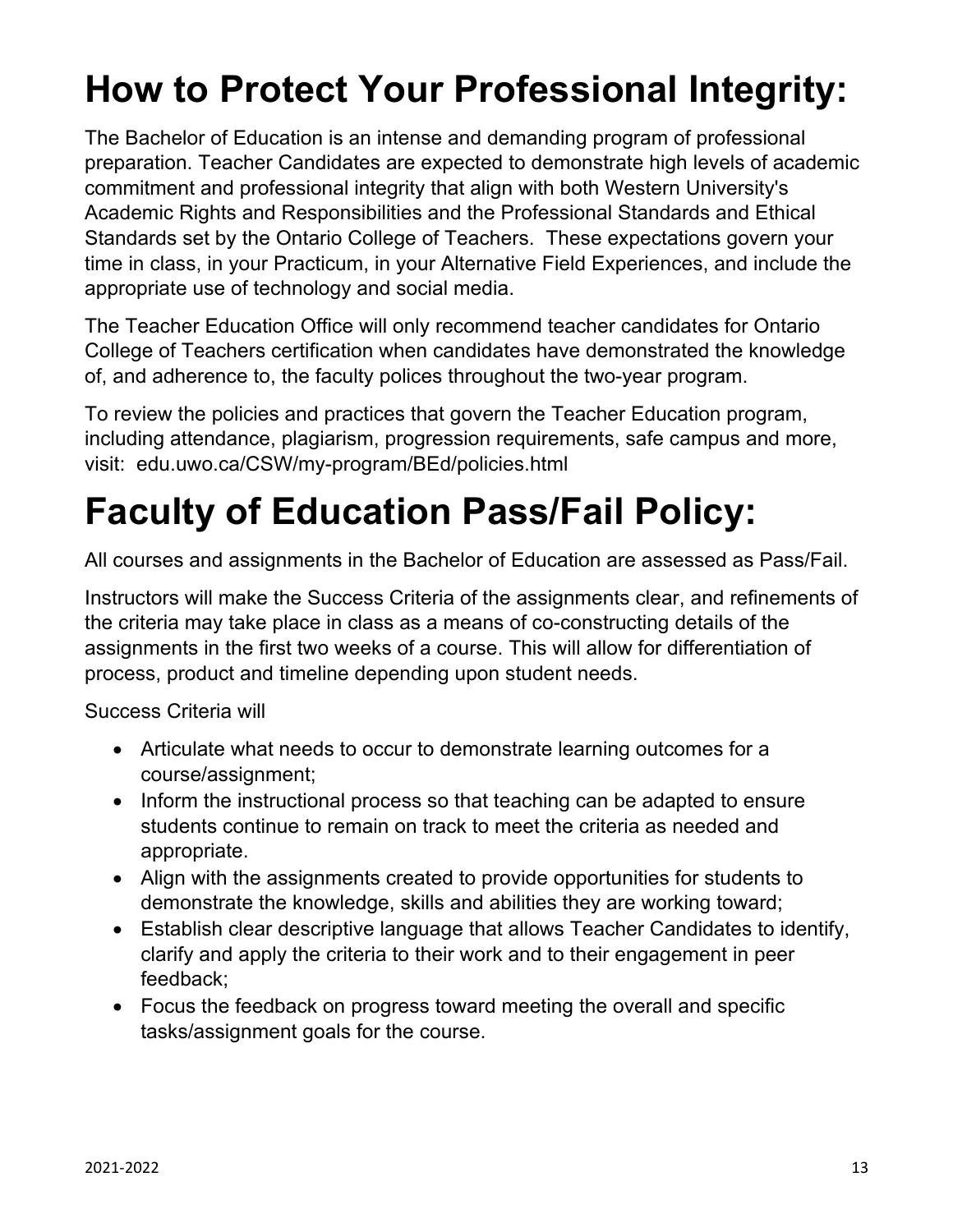# How to Protect Your Professional Integrity:

The Bachelor of Education is an intense and demanding program of professional preparation. Teacher Candidates are expected to demonstrate high levels of academic commitment and professional integrity that align with both Western University's Academic Rights and Responsibilities and the Professional Standards and Ethical Standards set by the Ontario College of Teachers. These expectations govern your time in class, in your Practicum, in your Alternative Field Experiences, and include the appropriate use of technology and social media.

The Teacher Education Office will only recommend teacher candidates for Ontario College of Teachers certification when candidates have demonstrated the knowledge of, and adherence to, the faculty polices throughout the two-year program.

To review the policies and practices that govern the Teacher Education program, including attendance, plagiarism, progression requirements, safe campus and more, visit: edu.uwo.ca/CSW/my-program/BEd/policies.html

# Faculty of Education Pass/Fail Policy:

All courses and assignments in the Bachelor of Education are assessed as Pass/Fail.

Instructors will make the Success Criteria of the assignments clear, and refinements of the criteria may take place in class as a means of co-constructing details of the assignments in the first two weeks of a course. This will allow for differentiation of process, product and timeline depending upon student needs.

Success Criteria will

- Articulate what needs to occur to demonstrate learning outcomes for a course/assignment;
- Inform the instructional process so that teaching can be adapted to ensure students continue to remain on track to meet the criteria as needed and appropriate.
- Align with the assignments created to provide opportunities for students to demonstrate the knowledge, skills and abilities they are working toward;
- Establish clear descriptive language that allows Teacher Candidates to identify, clarify and apply the criteria to their work and to their engagement in peer feedback;
- Focus the feedback on progress toward meeting the overall and specific tasks/assignment goals for the course.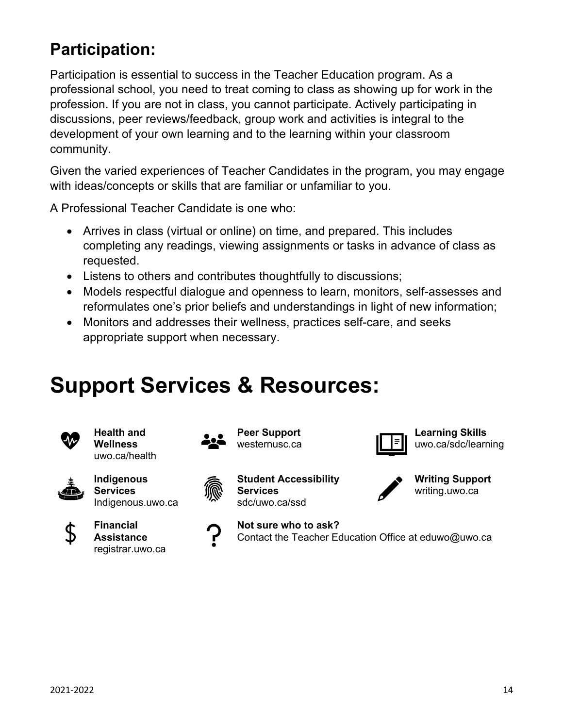## Participation:

Participation is essential to success in the Teacher Education program. As a professional school, you need to treat coming to class as showing up for work in the profession. If you are not in class, you cannot participate. Actively participating in discussions, peer reviews/feedback, group work and activities is integral to the development of your own learning and to the learning within your classroom community.

Given the varied experiences of Teacher Candidates in the program, you may engage with ideas/concepts or skills that are familiar or unfamiliar to you.

A Professional Teacher Candidate is one who:

- Arrives in class (virtual or online) on time, and prepared. This includes completing any readings, viewing assignments or tasks in advance of class as requested.
- Listens to others and contributes thoughtfully to discussions;
- Models respectful dialogue and openness to learn, monitors, self-assesses and reformulates one's prior beliefs and understandings in light of new information;
- Monitors and addresses their wellness, practices self-care, and seeks appropriate support when necessary.

# Support Services & Resources:

**Health and Wellness**
uwo.ca/health

**Peer Support**
westernusc.ca

**Learning Skills**
uwo.ca/sdc/learning

**Indigenous Services**
Indigenous.uwo.ca

**Student Accessibility Services**
sdc/uwo.ca/ssd

**Writing Support**
writing.uwo.ca

**Financial Assistance**
registrar.uwo.ca

**Not sure who to ask?**
Contact the Teacher Education Office at eduwo@uwo.ca